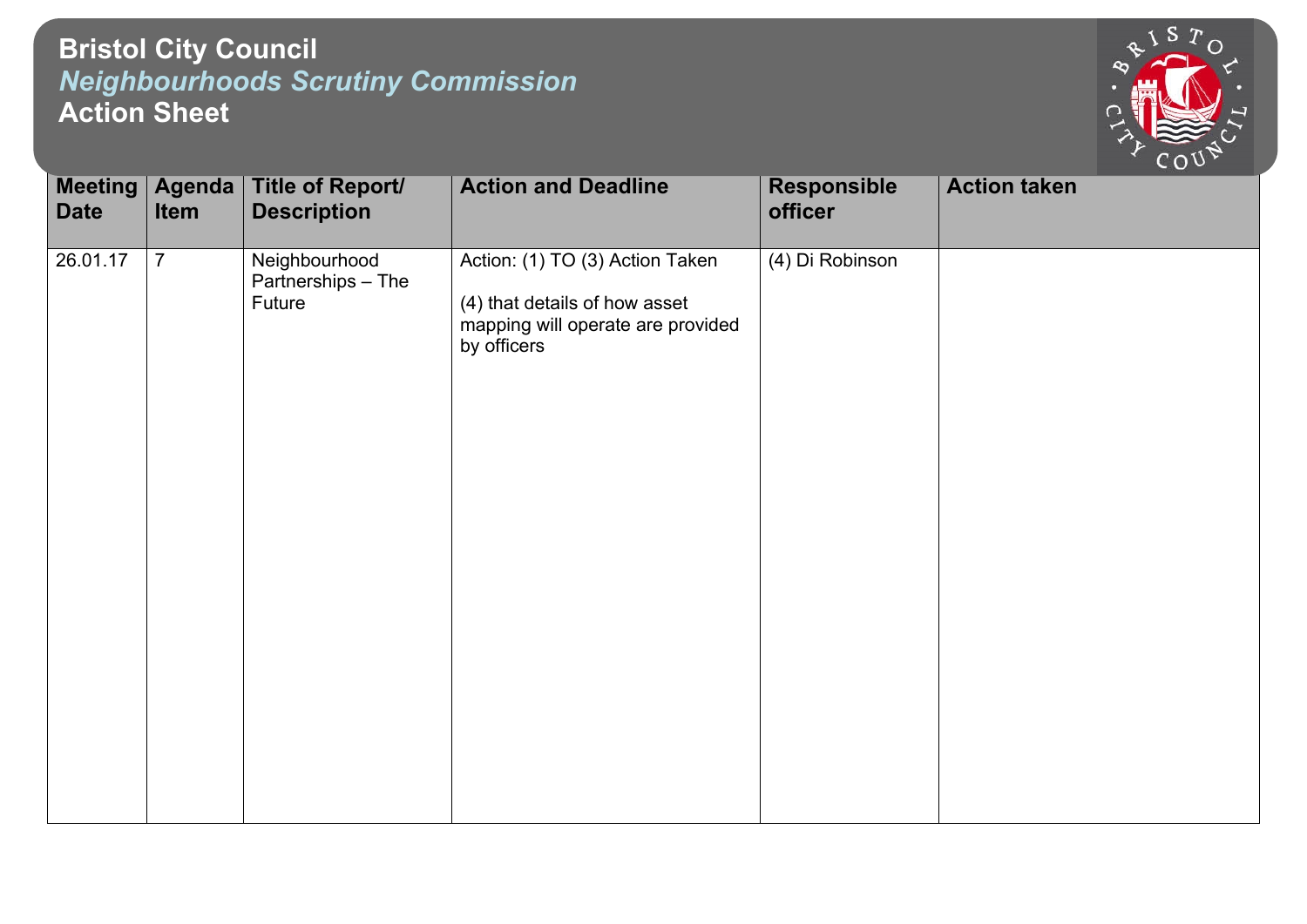# Bristol City Council

## *Neighbourhoods Scrutiny Commission*

## Action Sheet

| Meeting Date | Agenda Item | Title of Report/ Description | Action and Deadline | Responsible officer | Action taken |
|---|---|---|---|---|---|
| 26.01.17 | 7 | Neighbourhood Partnerships – The Future | Action: (1) TO (3) Action Taken<br><br>(4) that details of how asset mapping will operate are provided by officers | (4) Di Robinson | |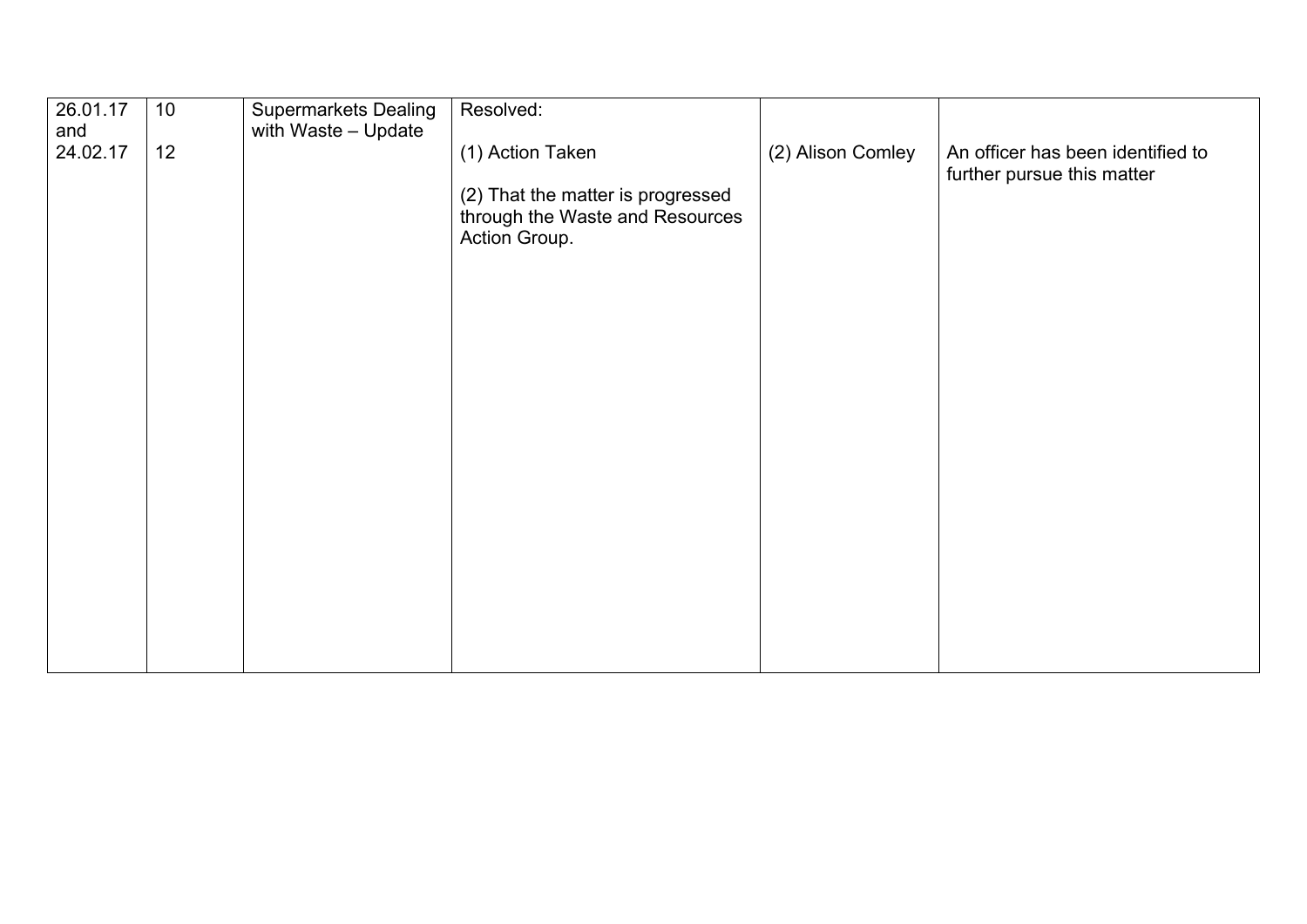| | | | | | |
|---|---|---|---|---|---|
| 26.01.17 and 24.02.17 | 10<br><br>12 | Supermarkets Dealing with Waste – Update | Resolved:<br><br>(1) Action Taken<br><br>(2) That the matter is progressed through the Waste and Resources Action Group. | (2) Alison Comley | An officer has been identified to further pursue this matter |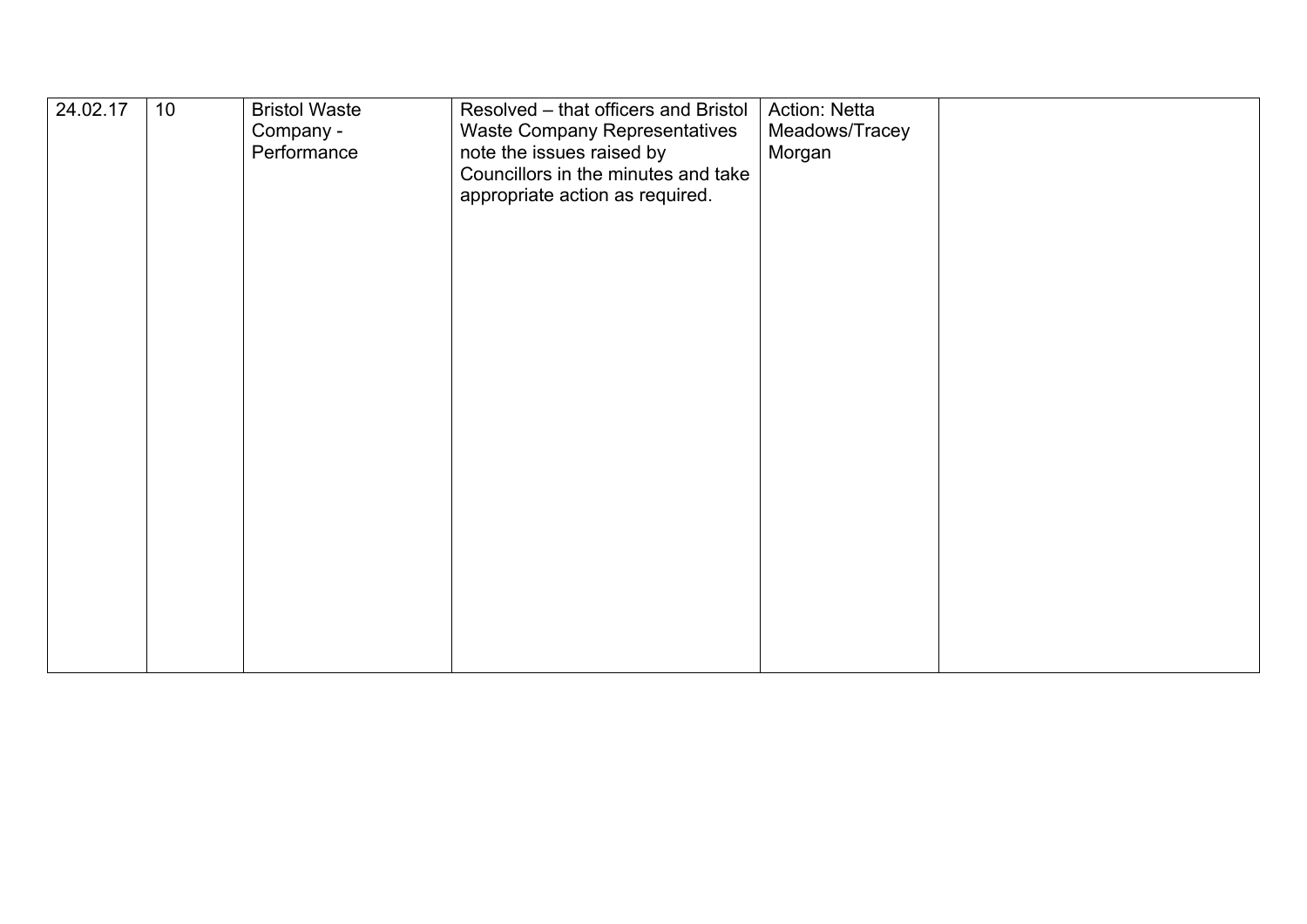| | | | | | |
|---|---|---|---|---|---|
| 24.02.17 | 10 | Bristol Waste Company - Performance | Resolved – that officers and Bristol Waste Company Representatives note the issues raised by Councillors in the minutes and take appropriate action as required. | Action: Netta Meadows/Tracey Morgan | |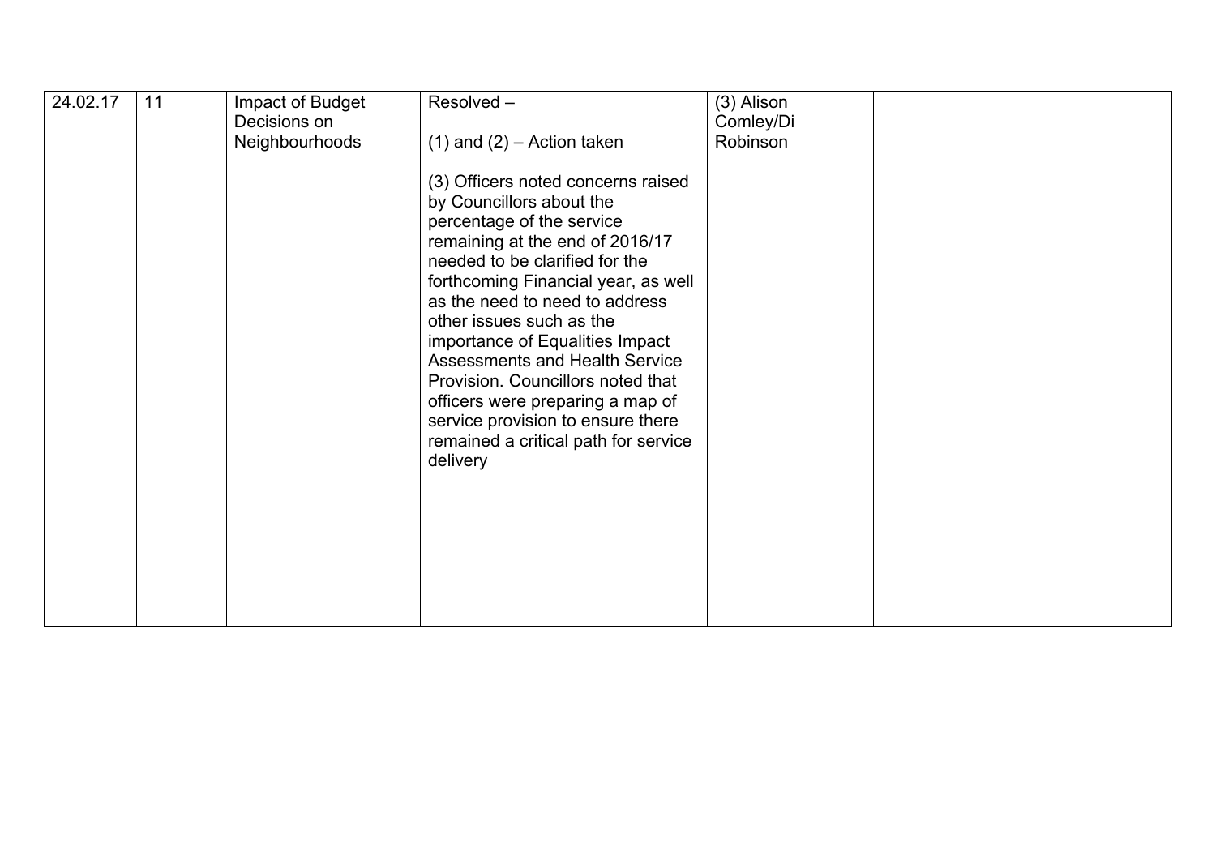| 24.02.17 | 11 | Impact of Budget Decisions on Neighbourhoods | Resolved –<br><br>(1) and (2) – Action taken<br><br>(3) Officers noted concerns raised by Councillors about the percentage of the service remaining at the end of 2016/17 needed to be clarified for the forthcoming Financial year, as well as the need to need to address other issues such as the importance of Equalities Impact Assessments and Health Service Provision. Councillors noted that officers were preparing a map of service provision to ensure there remained a critical path for service delivery | (3) Alison Comley/Di Robinson | |
|---|---|---|---|---|---|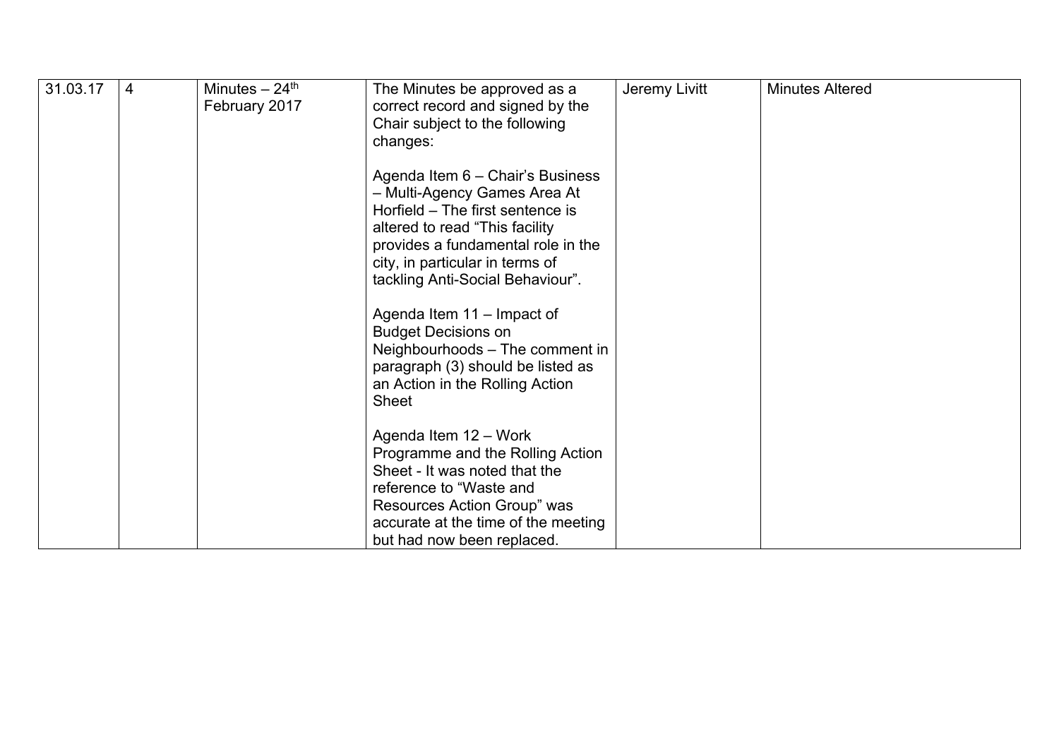| | | | | | |
|---|---|---|---|---|---|
| 31.03.17 | 4 | Minutes – 24th February 2017 | The Minutes be approved as a correct record and signed by the Chair subject to the following changes:<br><br>Agenda Item 6 – Chair's Business – Multi-Agency Games Area At Horfield – The first sentence is altered to read "This facility provides a fundamental role in the city, in particular in terms of tackling Anti-Social Behaviour".<br><br>Agenda Item 11 – Impact of Budget Decisions on Neighbourhoods – The comment in paragraph (3) should be listed as an Action in the Rolling Action Sheet<br><br>Agenda Item 12 – Work Programme and the Rolling Action Sheet - It was noted that the reference to "Waste and Resources Action Group" was accurate at the time of the meeting but had now been replaced. | Jeremy Livitt | Minutes Altered |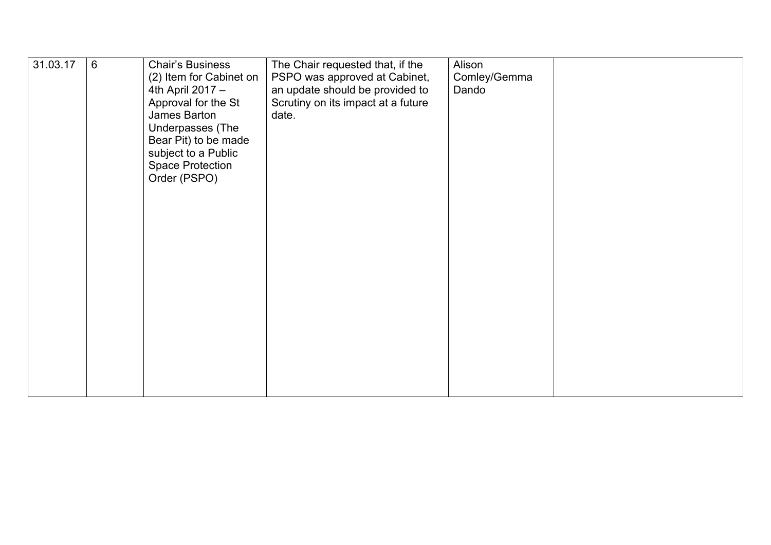| 31.03.17 | 6 | Chair's Business (2) Item for Cabinet on 4th April 2017 – Approval for the St James Barton Underpasses (The Bear Pit) to be made subject to a Public Space Protection Order (PSPO) | The Chair requested that, if the PSPO was approved at Cabinet, an update should be provided to Scrutiny on its impact at a future date. | Alison Comley/Gemma Dando | |
|---|---|---|---|---|---|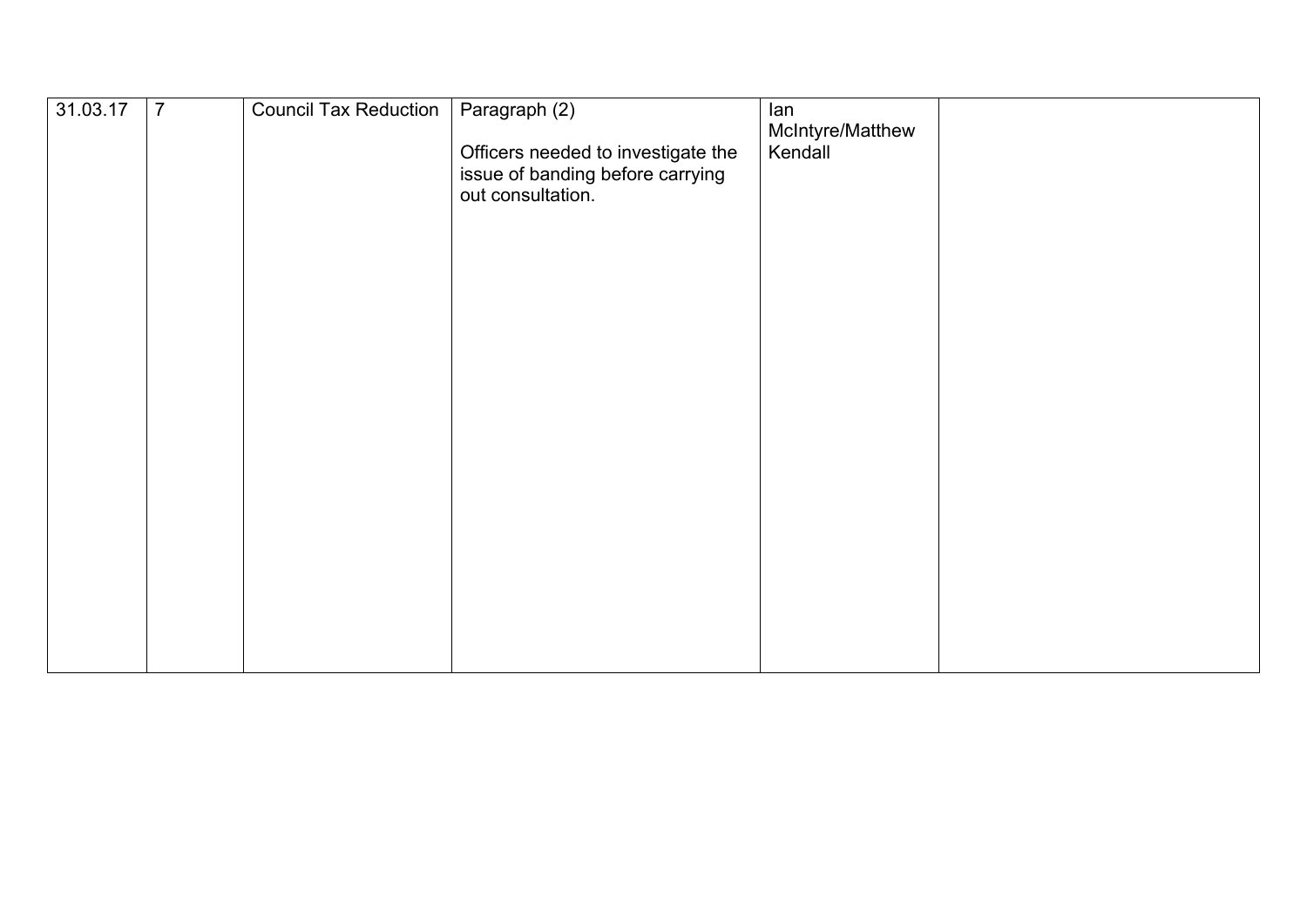| | | | | | |
|---|---|---|---|---|---|
| 31.03.17 | 7 | Council Tax Reduction | Paragraph (2)<br><br>Officers needed to investigate the issue of banding before carrying out consultation. | Ian McIntyre/Matthew Kendall | |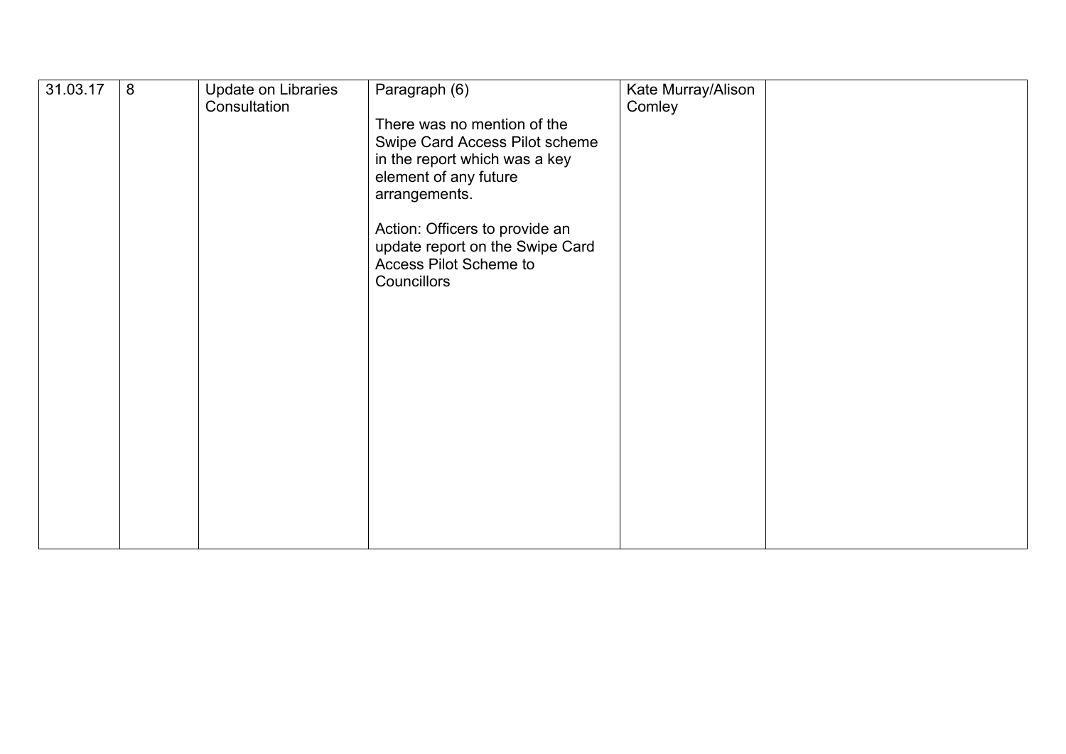| 31.03.17 | 8 | Update on Libraries Consultation | Paragraph (6)<br><br>There was no mention of the Swipe Card Access Pilot scheme in the report which was a key element of any future arrangements.<br><br>Action: Officers to provide an update report on the Swipe Card Access Pilot Scheme to Councillors | Kate Murray/Alison Comley | |
|---|---|---|---|---|---|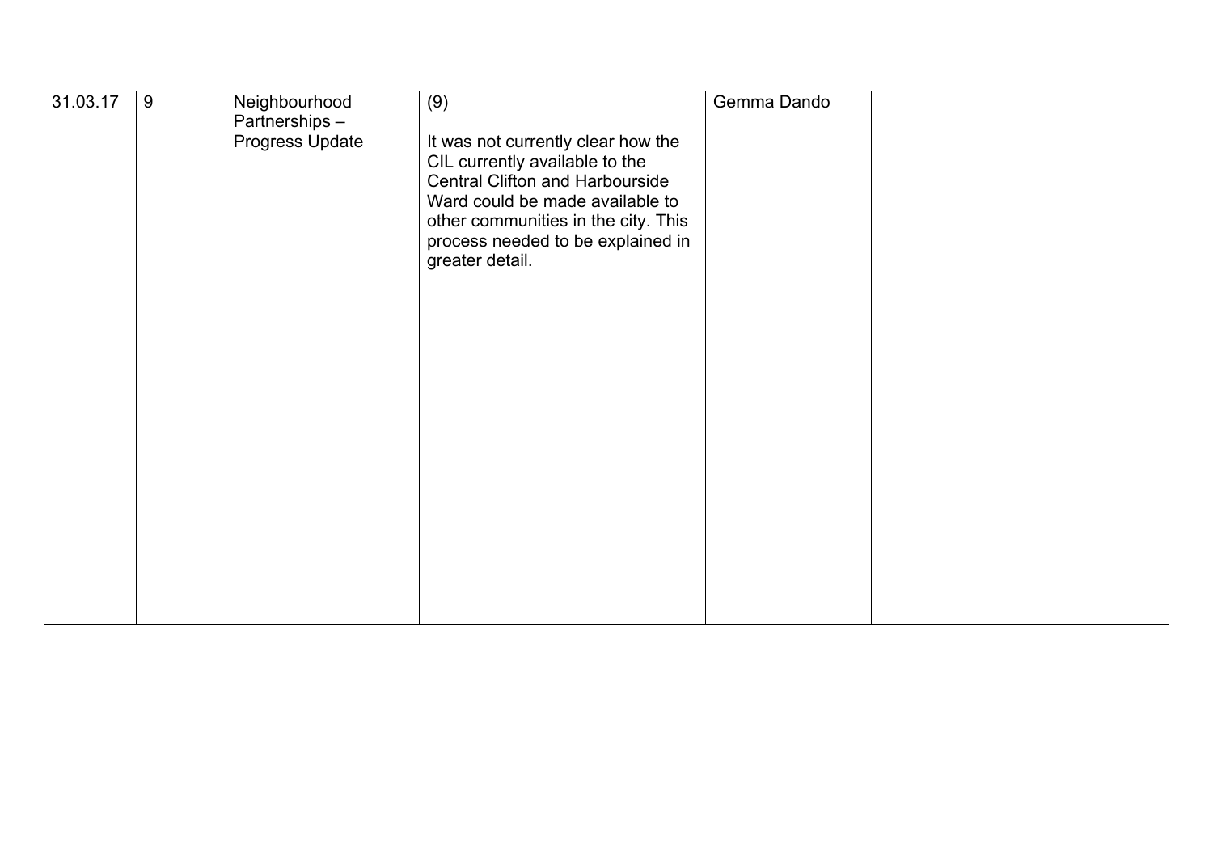| 31.03.17 | 9 | Neighbourhood Partnerships – Progress Update | (9)<br><br>It was not currently clear how the CIL currently available to the Central Clifton and Harbourside Ward could be made available to other communities in the city. This process needed to be explained in greater detail. | Gemma Dando | |
|---|---|---|---|---|---|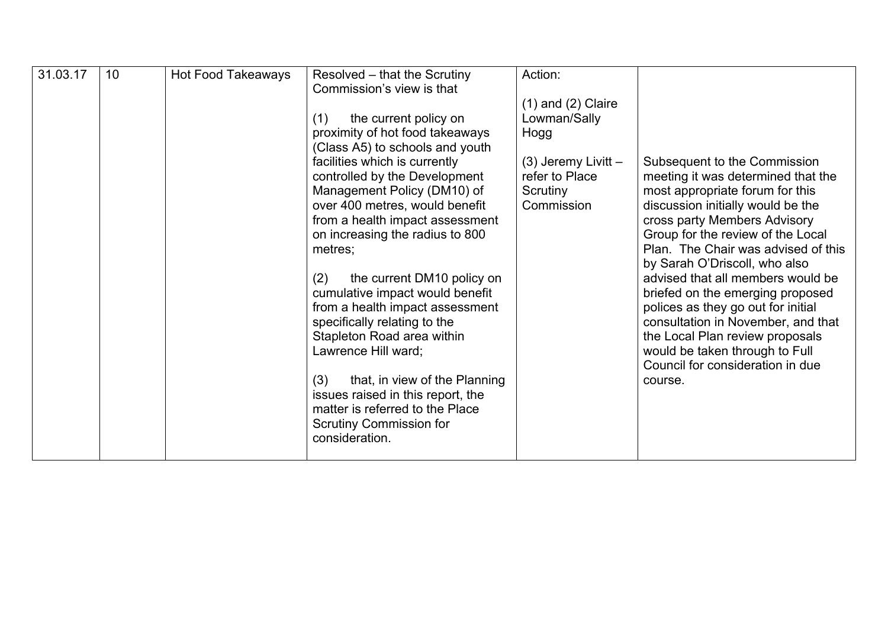| 31.03.17 | 10 | Hot Food Takeaways | Resolved – that the Scrutiny Commission's view is that<br><br>(1) the current policy on proximity of hot food takeaways (Class A5) to schools and youth facilities which is currently controlled by the Development Management Policy (DM10) of over 400 metres, would benefit from a health impact assessment on increasing the radius to 800 metres;<br><br>(2) the current DM10 policy on cumulative impact would benefit from a health impact assessment specifically relating to the Stapleton Road area within Lawrence Hill ward;<br><br>(3) that, in view of the Planning issues raised in this report, the matter is referred to the Place Scrutiny Commission for consideration. | Action:<br><br>(1) and (2) Claire Lowman/Sally Hogg<br><br>(3) Jeremy Livitt – refer to Place Scrutiny Commission | Subsequent to the Commission meeting it was determined that the most appropriate forum for this discussion initially would be the cross party Members Advisory Group for the review of the Local Plan. The Chair was advised of this by Sarah O'Driscoll, who also advised that all members would be briefed on the emerging proposed polices as they go out for initial consultation in November, and that the Local Plan review proposals would be taken through to Full Council for consideration in due course. |
|---|---|---|---|---|---|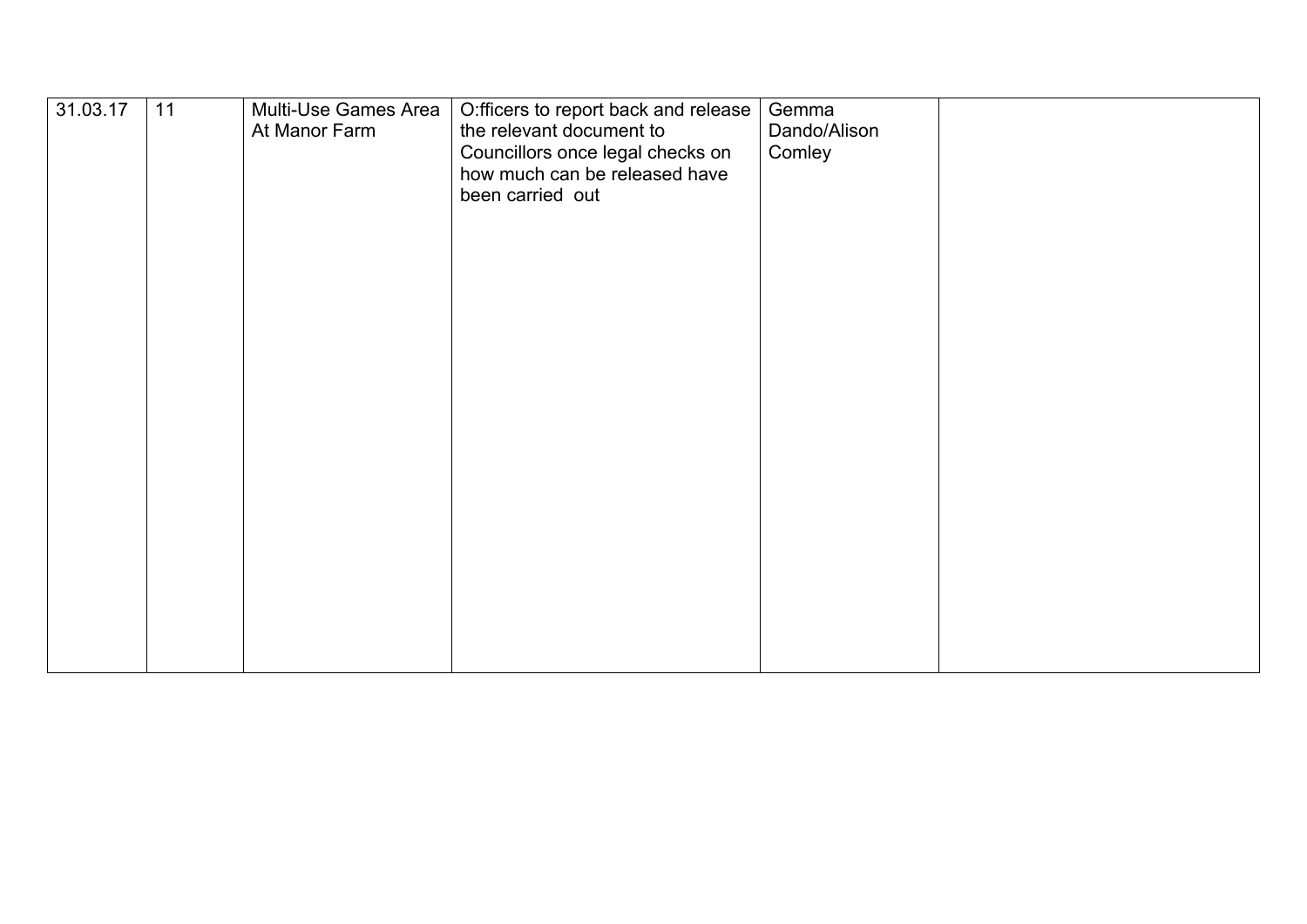| | | | | | |
|---|---|---|---|---|---|
| 31.03.17 | 11 | Multi-Use Games Area At Manor Farm | O:fficers to report back and release the relevant document to Councillors once legal checks on how much can be released have been carried out | Gemma Dando/Alison Comley | |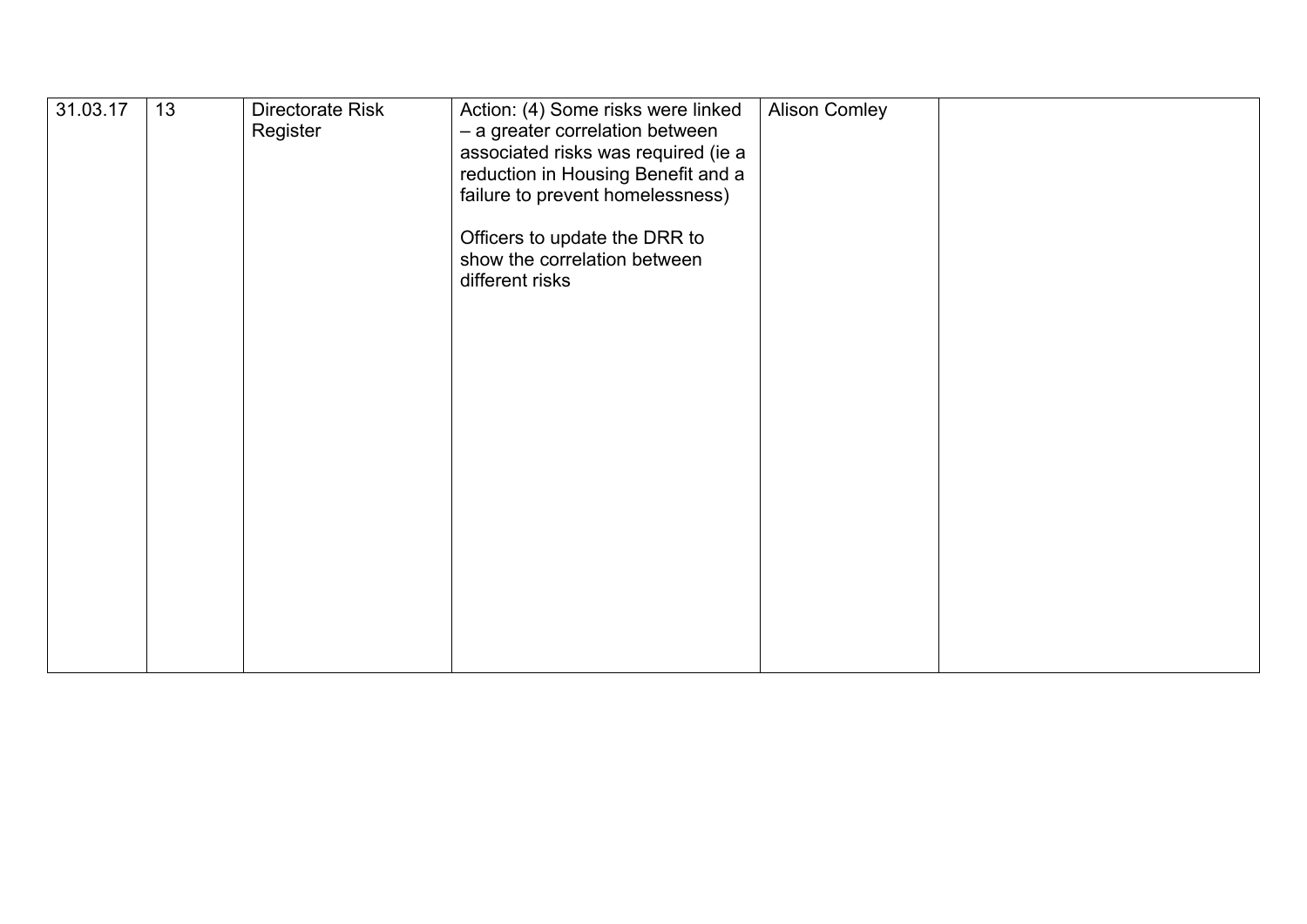| | | | | | |
|---|---|---|---|---|---|
| 31.03.17 | 13 | Directorate Risk Register | Action: (4) Some risks were linked – a greater correlation between associated risks was required (ie a reduction in Housing Benefit and a failure to prevent homelessness)<br><br>Officers to update the DRR to show the correlation between different risks | Alison Comley | |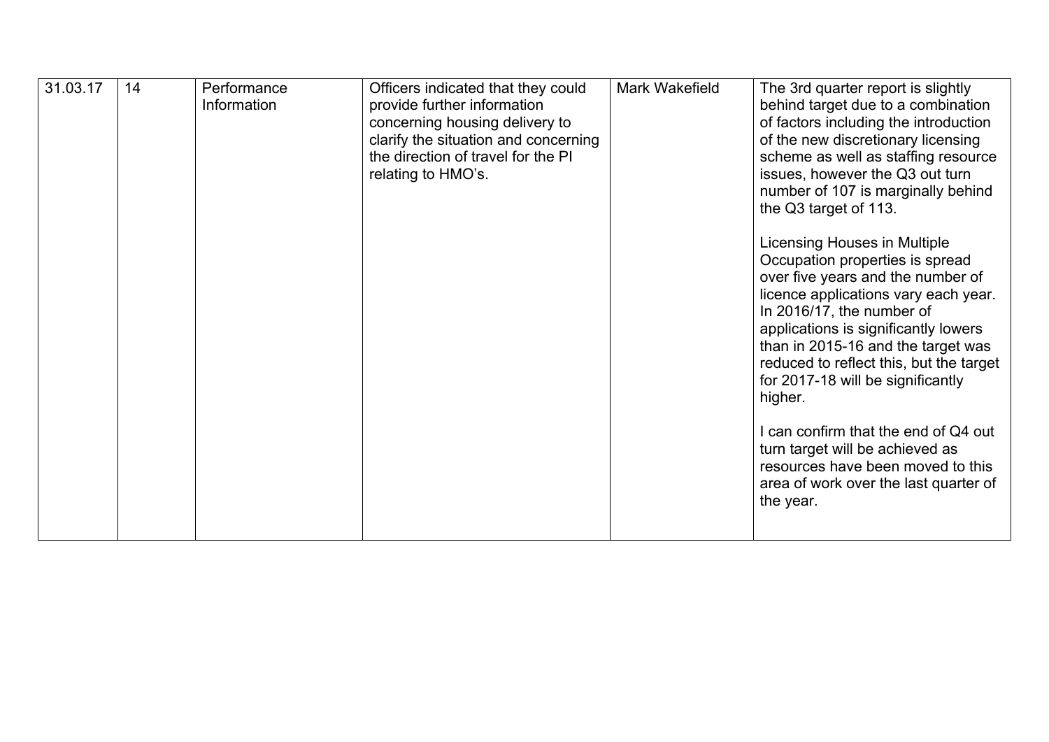| | | | | | |
|---|---|---|---|---|---|
| 31.03.17 | 14 | Performance Information | Officers indicated that they could provide further information concerning housing delivery to clarify the situation and concerning the direction of travel for the PI relating to HMO's. | Mark Wakefield | The 3rd quarter report is slightly behind target due to a combination of factors including the introduction of the new discretionary licensing scheme as well as staffing resource issues, however the Q3 out turn number of 107 is marginally behind the Q3 target of 113.<br><br>Licensing Houses in Multiple Occupation properties is spread over five years and the number of licence applications vary each year. In 2016/17, the number of applications is significantly lowers than in 2015-16 and the target was reduced to reflect this, but the target for 2017-18 will be significantly higher.<br><br>I can confirm that the end of Q4 out turn target will be achieved as resources have been moved to this area of work over the last quarter of the year. |